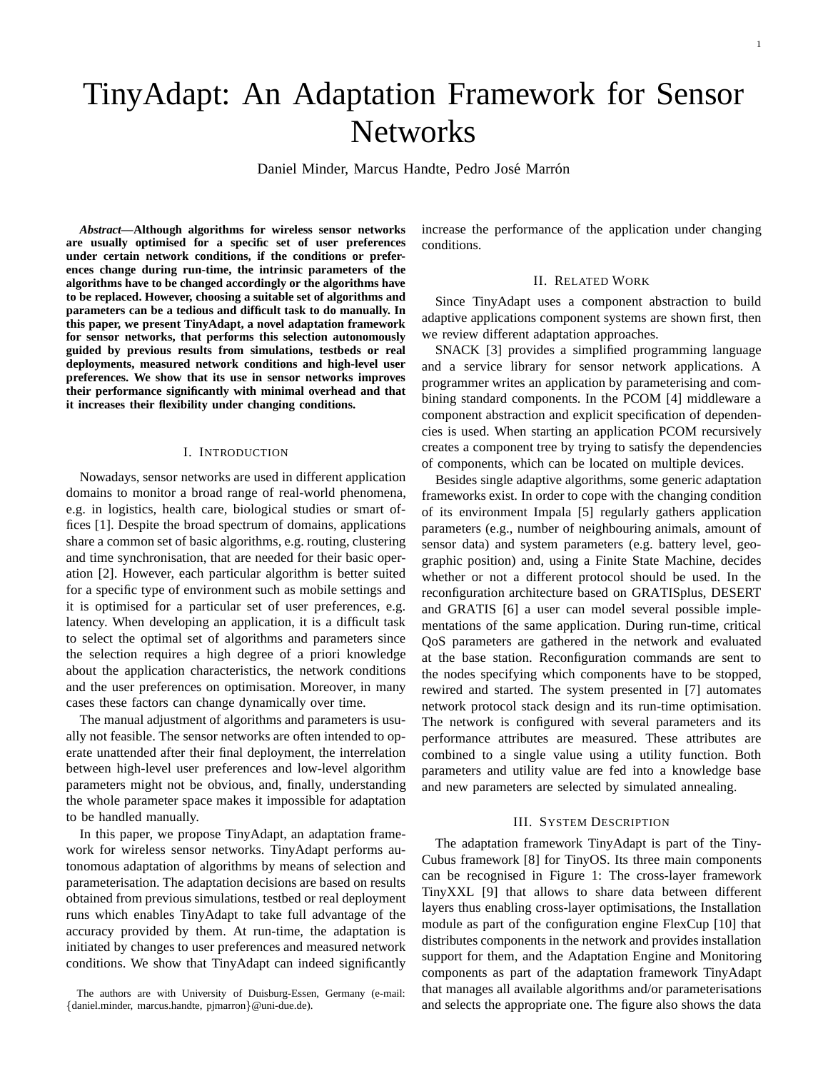# TinyAdapt: An Adaptation Framework for Sensor Networks

Daniel Minder, Marcus Handte, Pedro José Marrón

***Abstract*—Although algorithms for wireless sensor networks are usually optimised for a specific set of user preferences under certain network conditions, if the conditions or preferences change during run-time, the intrinsic parameters of the algorithms have to be changed accordingly or the algorithms have to be replaced. However, choosing a suitable set of algorithms and parameters can be a tedious and difficult task to do manually. In this paper, we present TinyAdapt, a novel adaptation framework for sensor networks, that performs this selection autonomously guided by previous results from simulations, testbeds or real deployments, measured network conditions and high-level user preferences. We show that its use in sensor networks improves their performance significantly with minimal overhead and that it increases their flexibility under changing conditions.**

## I. Introduction

Nowadays, sensor networks are used in different application domains to monitor a broad range of real-world phenomena, e.g. in logistics, health care, biological studies or smart offices [1]. Despite the broad spectrum of domains, applications share a common set of basic algorithms, e.g. routing, clustering and time synchronisation, that are needed for their basic operation [2]. However, each particular algorithm is better suited for a specific type of environment such as mobile settings and it is optimised for a particular set of user preferences, e.g. latency. When developing an application, it is a difficult task to select the optimal set of algorithms and parameters since the selection requires a high degree of a priori knowledge about the application characteristics, the network conditions and the user preferences on optimisation. Moreover, in many cases these factors can change dynamically over time.

The manual adjustment of algorithms and parameters is usually not feasible. The sensor networks are often intended to operate unattended after their final deployment, the interrelation between high-level user preferences and low-level algorithm parameters might not be obvious, and, finally, understanding the whole parameter space makes it impossible for adaptation to be handled manually.

In this paper, we propose TinyAdapt, an adaptation framework for wireless sensor networks. TinyAdapt performs autonomous adaptation of algorithms by means of selection and parameterisation. The adaptation decisions are based on results obtained from previous simulations, testbed or real deployment runs which enables TinyAdapt to take full advantage of the accuracy provided by them. At run-time, the adaptation is initiated by changes to user preferences and measured network conditions. We show that TinyAdapt can indeed significantly increase the performance of the application under changing conditions.

The authors are with University of Duisburg-Essen, Germany (e-mail: {daniel.minder, marcus.handte, pjmarron}@uni-due.de).

## II. Related Work

Since TinyAdapt uses a component abstraction to build adaptive applications component systems are shown first, then we review different adaptation approaches.

SNACK [3] provides a simplified programming language and a service library for sensor network applications. A programmer writes an application by parameterising and combining standard components. In the PCOM [4] middleware a component abstraction and explicit specification of dependencies is used. When starting an application PCOM recursively creates a component tree by trying to satisfy the dependencies of components, which can be located on multiple devices.

Besides single adaptive algorithms, some generic adaptation frameworks exist. In order to cope with the changing condition of its environment Impala [5] regularly gathers application parameters (e.g., number of neighbouring animals, amount of sensor data) and system parameters (e.g. battery level, geographic position) and, using a Finite State Machine, decides whether or not a different protocol should be used. In the reconfiguration architecture based on GRATISplus, DESERT and GRATIS [6] a user can model several possible implementations of the same application. During run-time, critical QoS parameters are gathered in the network and evaluated at the base station. Reconfiguration commands are sent to the nodes specifying which components have to be stopped, rewired and started. The system presented in [7] automates network protocol stack design and its run-time optimisation. The network is configured with several parameters and its performance attributes are measured. These attributes are combined to a single value using a utility function. Both parameters and utility value are fed into a knowledge base and new parameters are selected by simulated annealing.

## III. System Description

The adaptation framework TinyAdapt is part of the TinyCubus framework [8] for TinyOS. Its three main components can be recognised in Figure 1: The cross-layer framework TinyXXL [9] that allows to share data between different layers thus enabling cross-layer optimisations, the Installation module as part of the configuration engine FlexCup [10] that distributes components in the network and provides installation support for them, and the Adaptation Engine and Monitoring components as part of the adaptation framework TinyAdapt that manages all available algorithms and/or parameterisations and selects the appropriate one. The figure also shows the data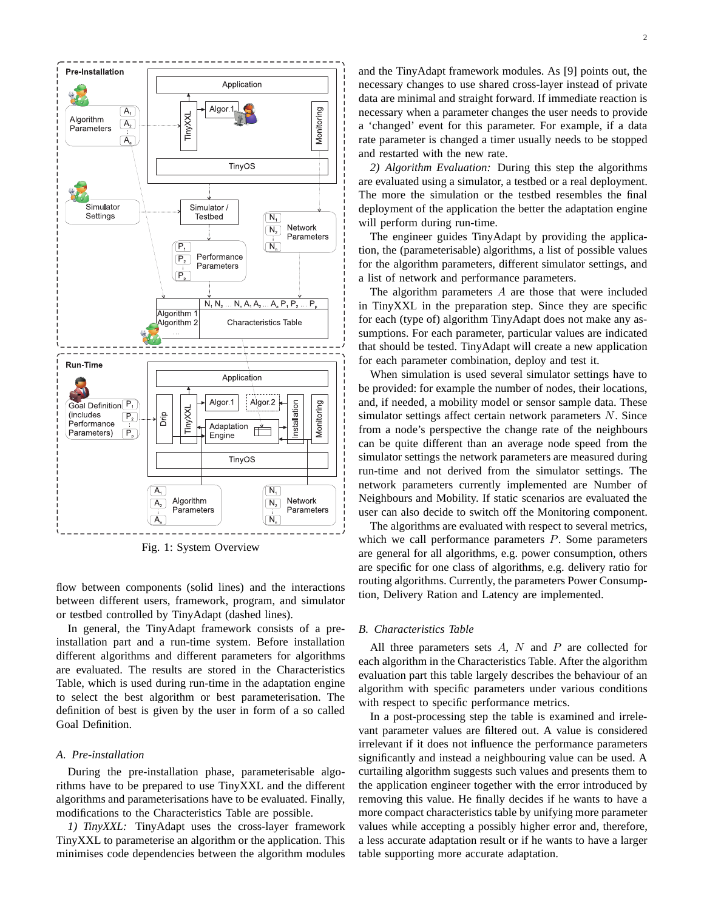Fig. 1: System Overview

flow between components (solid lines) and the interactions between different users, framework, program, and simulator or testbed controlled by TinyAdapt (dashed lines).

In general, the TinyAdapt framework consists of a pre-installation part and a run-time system. Before installation different algorithms and different parameters for algorithms are evaluated. The results are stored in the Characteristics Table, which is used during run-time in the adaptation engine to select the best algorithm or best parameterisation. The definition of best is given by the user in form of a so called Goal Definition.

### *A. Pre-installation*

During the pre-installation phase, parameterisable algorithms have to be prepared to use TinyXXL and the different algorithms and parameterisations have to be evaluated. Finally, modifications to the Characteristics Table are possible.

*1) TinyXXL:* TinyAdapt uses the cross-layer framework TinyXXL to parameterise an algorithm or the application. This minimises code dependencies between the algorithm modules and the TinyAdapt framework modules. As [9] points out, the necessary changes to use shared cross-layer instead of private data are minimal and straight forward. If immediate reaction is necessary when a parameter changes the user needs to provide a 'changed' event for this parameter. For example, if a data rate parameter is changed a timer usually needs to be stopped and restarted with the new rate.

*2) Algorithm Evaluation:* During this step the algorithms are evaluated using a simulator, a testbed or a real deployment. The more the simulation or the testbed resembles the final deployment of the application the better the adaptation engine will perform during run-time.

The engineer guides TinyAdapt by providing the application, the (parameterisable) algorithms, a list of possible values for the algorithm parameters, different simulator settings, and a list of network and performance parameters.

The algorithm parameters $A$ are those that were included in TinyXXL in the preparation step. Since they are specific for each (type of) algorithm TinyAdapt does not make any assumptions. For each parameter, particular values are indicated that should be tested. TinyAdapt will create a new application for each parameter combination, deploy and test it.

When simulation is used several simulator settings have to be provided: for example the number of nodes, their locations, and, if needed, a mobility model or sensor sample data. These simulator settings affect certain network parameters $N$. Since from a node's perspective the change rate of the neighbours can be quite different than an average node speed from the simulator settings the network parameters are measured during run-time and not derived from the simulator settings. The network parameters currently implemented are Number of Neighbours and Mobility. If static scenarios are evaluated the user can also decide to switch off the Monitoring component.

The algorithms are evaluated with respect to several metrics, which we call performance parameters $P$. Some parameters are general for all algorithms, e.g. power consumption, others are specific for one class of algorithms, e.g. delivery ratio for routing algorithms. Currently, the parameters Power Consumption, Delivery Ration and Latency are implemented.

### *B. Characteristics Table*

All three parameters sets $A$, $N$ and $P$ are collected for each algorithm in the Characteristics Table. After the algorithm evaluation part this table largely describes the behaviour of an algorithm with specific parameters under various conditions with respect to specific performance metrics.

In a post-processing step the table is examined and irrelevant parameter values are filtered out. A value is considered irrelevant if it does not influence the performance parameters significantly and instead a neighbouring value can be used. A curtailing algorithm suggests such values and presents them to the application engineer together with the error introduced by removing this value. He finally decides if he wants to have a more compact characteristics table by unifying more parameter values while accepting a possibly higher error and, therefore, a less accurate adaptation result or if he wants to have a larger table supporting more accurate adaptation.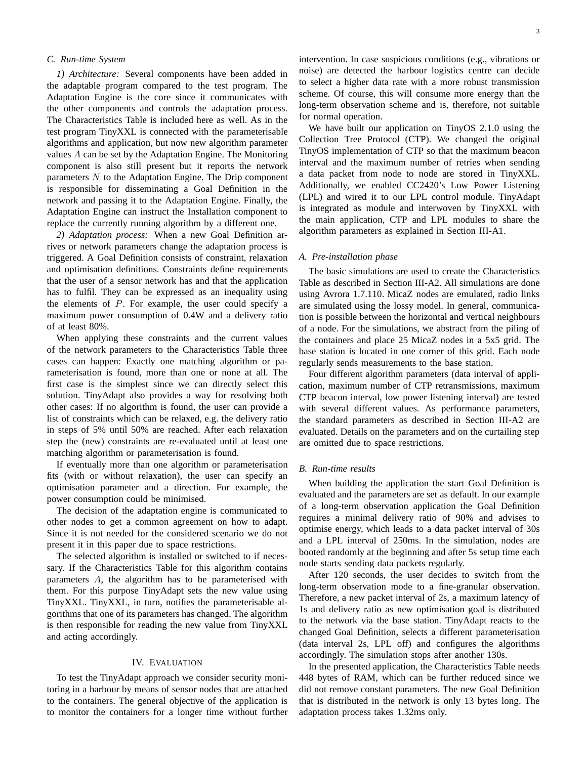### C. Run-time System

*1) Architecture:* Several components have been added in the adaptable program compared to the test program. The Adaptation Engine is the core since it communicates with the other components and controls the adaptation process. The Characteristics Table is included here as well. As in the test program TinyXXL is connected with the parameterisable algorithms and application, but now new algorithm parameter values $A$ can be set by the Adaptation Engine. The Monitoring component is also still present but it reports the network parameters $N$ to the Adaptation Engine. The Drip component is responsible for disseminating a Goal Definition in the network and passing it to the Adaptation Engine. Finally, the Adaptation Engine can instruct the Installation component to replace the currently running algorithm by a different one.

*2) Adaptation process:* When a new Goal Definition arrives or network parameters change the adaptation process is triggered. A Goal Definition consists of constraint, relaxation and optimisation definitions. Constraints define requirements that the user of a sensor network has and that the application has to fulfil. They can be expressed as an inequality using the elements of $P$. For example, the user could specify a maximum power consumption of 0.4W and a delivery ratio of at least 80%.

When applying these constraints and the current values of the network parameters to the Characteristics Table three cases can happen: Exactly one matching algorithm or parameterisation is found, more than one or none at all. The first case is the simplest since we can directly select this solution. TinyAdapt also provides a way for resolving both other cases: If no algorithm is found, the user can provide a list of constraints which can be relaxed, e.g. the delivery ratio in steps of 5% until 50% are reached. After each relaxation step the (new) constraints are re-evaluated until at least one matching algorithm or parameterisation is found.

If eventually more than one algorithm or parameterisation fits (with or without relaxation), the user can specify an optimisation parameter and a direction. For example, the power consumption could be minimised.

The decision of the adaptation engine is communicated to other nodes to get a common agreement on how to adapt. Since it is not needed for the considered scenario we do not present it in this paper due to space restrictions.

The selected algorithm is installed or switched to if necessary. If the Characteristics Table for this algorithm contains parameters $A$, the algorithm has to be parameterised with them. For this purpose TinyAdapt sets the new value using TinyXXL. TinyXXL, in turn, notifies the parameterisable algorithms that one of its parameters has changed. The algorithm is then responsible for reading the new value from TinyXXL and acting accordingly.

## IV. Evaluation

To test the TinyAdapt approach we consider security monitoring in a harbour by means of sensor nodes that are attached to the containers. The general objective of the application is to monitor the containers for a longer time without further intervention. In case suspicious conditions (e.g., vibrations or noise) are detected the harbour logistics centre can decide to select a higher data rate with a more robust transmission scheme. Of course, this will consume more energy than the long-term observation scheme and is, therefore, not suitable for normal operation.

We have built our application on TinyOS 2.1.0 using the Collection Tree Protocol (CTP). We changed the original TinyOS implementation of CTP so that the maximum beacon interval and the maximum number of retries when sending a data packet from node to node are stored in TinyXXL. Additionally, we enabled CC2420's Low Power Listening (LPL) and wired it to our LPL control module. TinyAdapt is integrated as module and interwoven by TinyXXL with the main application, CTP and LPL modules to share the algorithm parameters as explained in Section III-A1.

### A. Pre-installation phase

The basic simulations are used to create the Characteristics Table as described in Section III-A2. All simulations are done using Avrora 1.7.110. MicaZ nodes are emulated, radio links are simulated using the lossy model. In general, communication is possible between the horizontal and vertical neighbours of a node. For the simulations, we abstract from the piling of the containers and place 25 MicaZ nodes in a 5x5 grid. The base station is located in one corner of this grid. Each node regularly sends measurements to the base station.

Four different algorithm parameters (data interval of application, maximum number of CTP retransmissions, maximum CTP beacon interval, low power listening interval) are tested with several different values. As performance parameters, the standard parameters as described in Section III-A2 are evaluated. Details on the parameters and on the curtailing step are omitted due to space restrictions.

### B. Run-time results

When building the application the start Goal Definition is evaluated and the parameters are set as default. In our example of a long-term observation application the Goal Definition requires a minimal delivery ratio of 90% and advises to optimise energy, which leads to a data packet interval of 30s and a LPL interval of 250ms. In the simulation, nodes are booted randomly at the beginning and after 5s setup time each node starts sending data packets regularly.

After 120 seconds, the user decides to switch from the long-term observation mode to a fine-granular observation. Therefore, a new packet interval of 2s, a maximum latency of 1s and delivery ratio as new optimisation goal is distributed to the network via the base station. TinyAdapt reacts to the changed Goal Definition, selects a different parameterisation (data interval 2s, LPL off) and configures the algorithms accordingly. The simulation stops after another 130s.

In the presented application, the Characteristics Table needs 448 bytes of RAM, which can be further reduced since we did not remove constant parameters. The new Goal Definition that is distributed in the network is only 13 bytes long. The adaptation process takes 1.32ms only.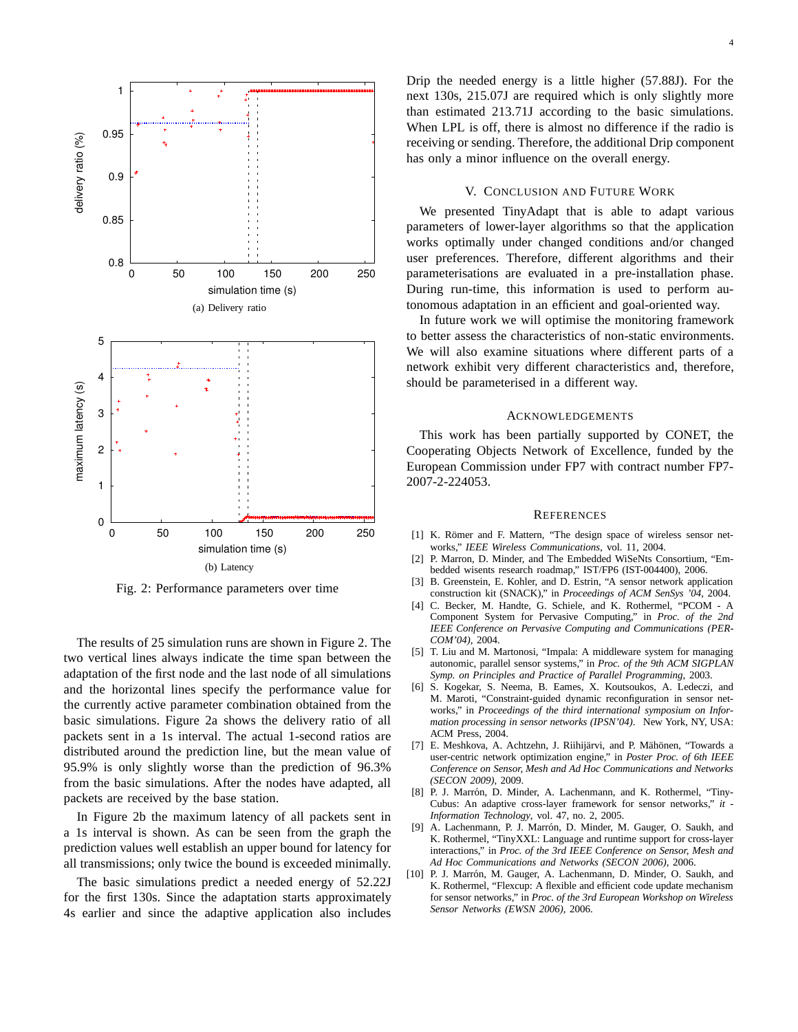1

0.95

0.9

0.85

0.8

0 50 100 150 200 250

delivery ratio (%)

simulation time (s)

(a) Delivery ratio

5

4

3

2

1

0

0 50 100 150 200 250

maximum latency (s)

simulation time (s)

(b) Latency

Fig. 2: Performance parameters over time

The results of 25 simulation runs are shown in Figure 2. The two vertical lines always indicate the time span between the adaptation of the first node and the last node of all simulations and the horizontal lines specify the performance value for the currently active parameter combination obtained from the basic simulations. Figure 2a shows the delivery ratio of all packets sent in a 1s interval. The actual 1-second ratios are distributed around the prediction line, but the mean value of 95.9% is only slightly worse than the prediction of 96.3% from the basic simulations. After the nodes have adapted, all packets are received by the base station.

In Figure 2b the maximum latency of all packets sent in a 1s interval is shown. As can be seen from the graph the prediction values well establish an upper bound for latency for all transmissions; only twice the bound is exceeded minimally.

The basic simulations predict a needed energy of 52.22J for the first 130s. Since the adaptation starts approximately 4s earlier and since the adaptive application also includes Drip the needed energy is a little higher (57.88J). For the next 130s, 215.07J are required which is only slightly more than estimated 213.71J according to the basic simulations. When LPL is off, there is almost no difference if the radio is receiving or sending. Therefore, the additional Drip component has only a minor influence on the overall energy.

## V. Conclusion and Future Work

We presented TinyAdapt that is able to adapt various parameters of lower-layer algorithms so that the application works optimally under changed conditions and/or changed user preferences. Therefore, different algorithms and their parameterisations are evaluated in a pre-installation phase. During run-time, this information is used to perform autonomous adaptation in an efficient and goal-oriented way.

In future work we will optimise the monitoring framework to better assess the characteristics of non-static environments. We will also examine situations where different parts of a network exhibit very different characteristics and, therefore, should be parameterised in a different way.

## Acknowledgements

This work has been partially supported by CONET, the Cooperating Objects Network of Excellence, funded by the European Commission under FP7 with contract number FP7-2007-2-224053.

## References

[1] K. Römer and F. Mattern, "The design space of wireless sensor networks," *IEEE Wireless Communications*, vol. 11, 2004.

[2] P. Marron, D. Minder, and The Embedded WiSeNts Consortium, "Embedded wisents research roadmap," IST/FP6 (IST-004400), 2006.

[3] B. Greenstein, E. Kohler, and D. Estrin, "A sensor network application construction kit (SNACK)," in *Proceedings of ACM SenSys '04*, 2004.

[4] C. Becker, M. Handte, G. Schiele, and K. Rothermel, "PCOM - A Component System for Pervasive Computing," in *Proc. of the 2nd IEEE Conference on Pervasive Computing and Communications (PERCOM'04)*, 2004.

[5] T. Liu and M. Martonosi, "Impala: A middleware system for managing autonomic, parallel sensor systems," in *Proc. of the 9th ACM SIGPLAN Symp. on Principles and Practice of Parallel Programming*, 2003.

[6] S. Kogekar, S. Neema, B. Eames, X. Koutsoukos, A. Ledeczi, and M. Maroti, "Constraint-guided dynamic reconfiguration in sensor networks," in *Proceedings of the third international symposium on Information processing in sensor networks (IPSN'04)*. New York, NY, USA: ACM Press, 2004.

[7] E. Meshkova, A. Achtzehn, J. Riihijärvi, and P. Mähönen, "Towards a user-centric network optimization engine," in *Poster Proc. of 6th IEEE Conference on Sensor, Mesh and Ad Hoc Communications and Networks (SECON 2009)*, 2009.

[8] P. J. Marrón, D. Minder, A. Lachenmann, and K. Rothermel, "TinyCubus: An adaptive cross-layer framework for sensor networks," *it - Information Technology*, vol. 47, no. 2, 2005.

[9] A. Lachenmann, P. J. Marrón, D. Minder, M. Gauger, O. Saukh, and K. Rothermel, "TinyXXL: Language and runtime support for cross-layer interactions," in *Proc. of the 3rd IEEE Conference on Sensor, Mesh and Ad Hoc Communications and Networks (SECON 2006)*, 2006.

[10] P. J. Marrón, M. Gauger, A. Lachenmann, D. Minder, O. Saukh, and K. Rothermel, "Flexcup: A flexible and efficient code update mechanism for sensor networks," in *Proc. of the 3rd European Workshop on Wireless Sensor Networks (EWSN 2006)*, 2006.